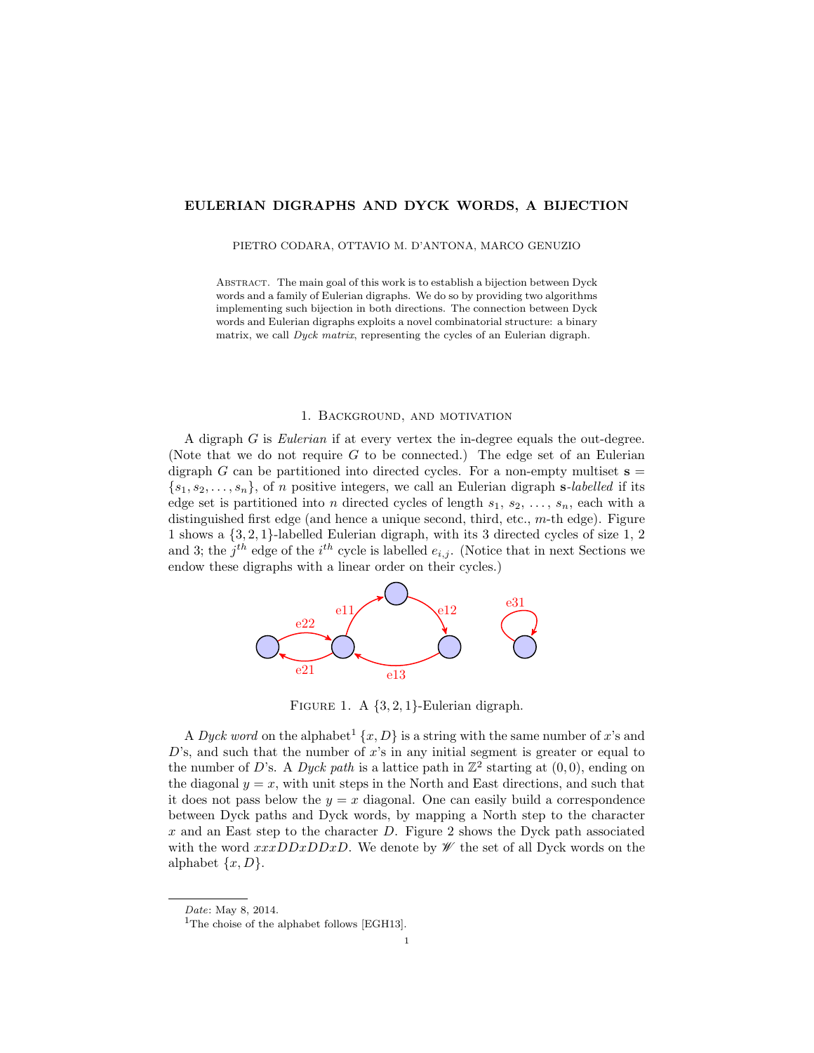# EULERIAN DIGRAPHS AND DYCK WORDS, A BIJECTION

PIETRO CODARA, OTTAVIO M. D'ANTONA, MARCO GENUZIO

Abstract. The main goal of this work is to establish a bijection between Dyck words and a family of Eulerian digraphs. We do so by providing two algorithms implementing such bijection in both directions. The connection between Dyck words and Eulerian digraphs exploits a novel combinatorial structure: a binary matrix, we call *Dyck matrix*, representing the cycles of an Eulerian digraph.

## 1. Background, and motivation

A digraph $G$ is *Eulerian* if at every vertex the in-degree equals the out-degree. (Note that we do not require $G$ to be connected.) The edge set of an Eulerian digraph $G$ can be partitioned into directed cycles. For a non-empty multiset $\mathbf{s} = \{s_1, s_2, \ldots, s_n\}$, of $n$ positive integers, we call an Eulerian digraph $\mathbf{s}$-*labelled* if its edge set is partitioned into $n$ directed cycles of length $s_1$, $s_2$, $\ldots$, $s_n$, each with a distinguished first edge (and hence a unique second, third, etc., $m$-th edge). Figure 1 shows a $\{3, 2, 1\}$-labelled Eulerian digraph, with its 3 directed cycles of size 1, 2 and 3; the $j^{th}$ edge of the $i^{th}$ cycle is labelled $e_{i,j}$. (Notice that in next Sections we endow these digraphs with a linear order on their cycles.)

Figure 1. A $\{3, 2, 1\}$-Eulerian digraph.

A *Dyck word* on the alphabet[1] $\{x, D\}$ is a string with the same number of $x$'s and $D$'s, and such that the number of $x$'s in any initial segment is greater or equal to the number of $D$'s. A *Dyck path* is a lattice path in $\mathbb{Z}^2$ starting at $(0, 0)$, ending on the diagonal $y = x$, with unit steps in the North and East directions, and such that it does not pass below the $y = x$ diagonal. One can easily build a correspondence between Dyck paths and Dyck words, by mapping a North step to the character $x$ and an East step to the character $D$. Figure 2 shows the Dyck path associated with the word $xxxDDxDDxD$. We denote by $\mathscr{W}$ the set of all Dyck words on the alphabet $\{x, D\}$.

*Date*: May 8, 2014.

[1] The choise of the alphabet follows [EGH13].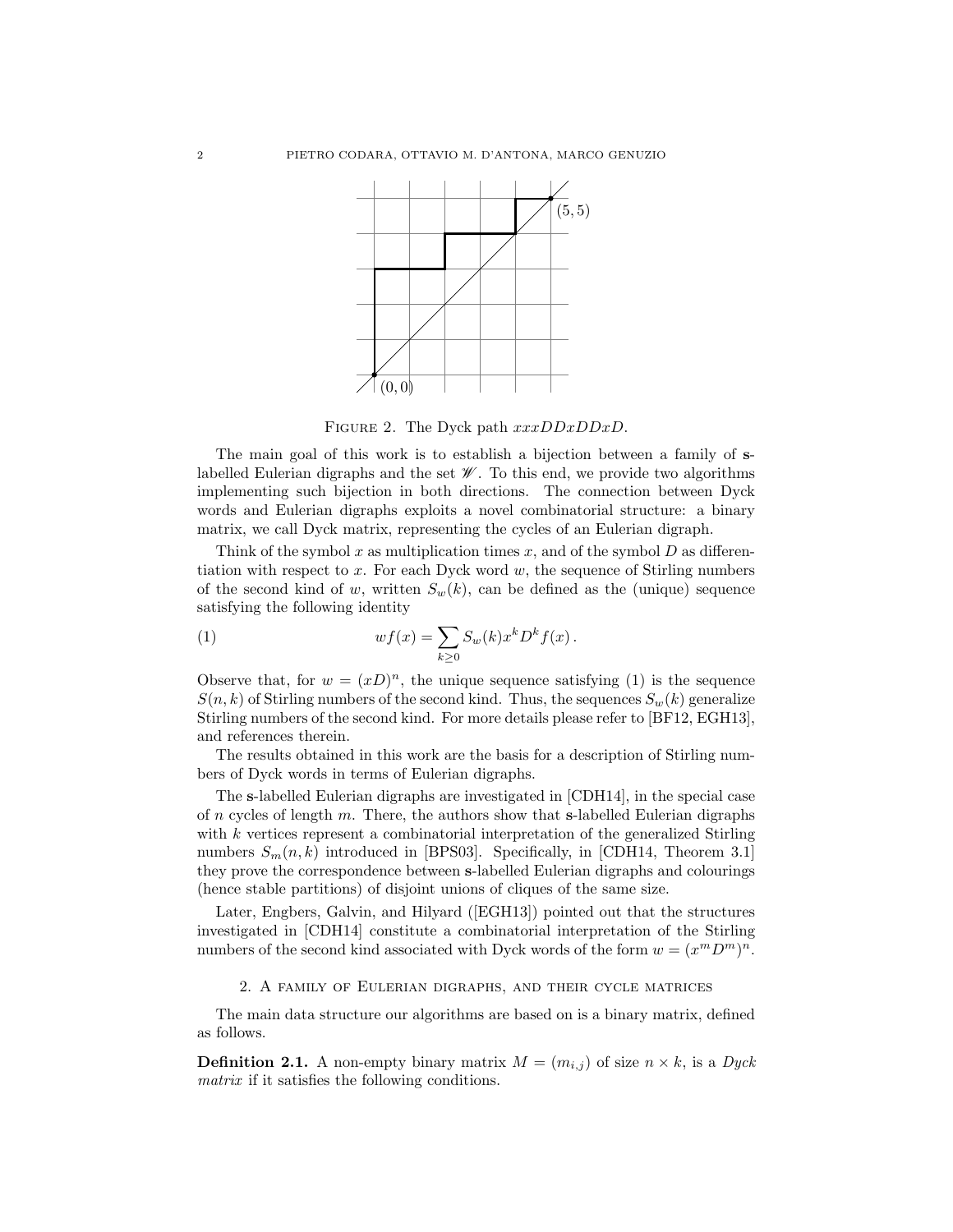FIGURE 2. The Dyck path $xxxDDxDDxD$.

The main goal of this work is to establish a bijection between a family of **s**-labelled Eulerian digraphs and the set $\mathscr{W}$. To this end, we provide two algorithms implementing such bijection in both directions. The connection between Dyck words and Eulerian digraphs exploits a novel combinatorial structure: a binary matrix, we call Dyck matrix, representing the cycles of an Eulerian digraph.

Think of the symbol $x$ as multiplication times $x$, and of the symbol $D$ as differentiation with respect to $x$. For each Dyck word $w$, the sequence of Stirling numbers of the second kind of $w$, written $S_w(k)$, can be defined as the (unique) sequence satisfying the following identity

$$wf(x) = \sum_{k \geq 0} S_w(k) x^k D^k f(x)\,. \tag{1}$$

Observe that, for $w = (xD)^n$, the unique sequence satisfying (1) is the sequence $S(n,k)$ of Stirling numbers of the second kind. Thus, the sequences $S_w(k)$ generalize Stirling numbers of the second kind. For more details please refer to [BF12, EGH13], and references therein.

The results obtained in this work are the basis for a description of Stirling numbers of Dyck words in terms of Eulerian digraphs.

The **s**-labelled Eulerian digraphs are investigated in [CDH14], in the special case of $n$ cycles of length $m$. There, the authors show that **s**-labelled Eulerian digraphs with $k$ vertices represent a combinatorial interpretation of the generalized Stirling numbers $S_m(n,k)$ introduced in [BPS03]. Specifically, in [CDH14, Theorem 3.1] they prove the correspondence between **s**-labelled Eulerian digraphs and colourings (hence stable partitions) of disjoint unions of cliques of the same size.

Later, Engbers, Galvin, and Hilyard ([EGH13]) pointed out that the structures investigated in [CDH14] constitute a combinatorial interpretation of the Stirling numbers of the second kind associated with Dyck words of the form $w = (x^m D^m)^n$.

## 2. A family of Eulerian digraphs, and their cycle matrices

The main data structure our algorithms are based on is a binary matrix, defined as follows.

**Definition 2.1.** A non-empty binary matrix $M = (m_{i,j})$ of size $n \times k$, is a *Dyck matrix* if it satisfies the following conditions.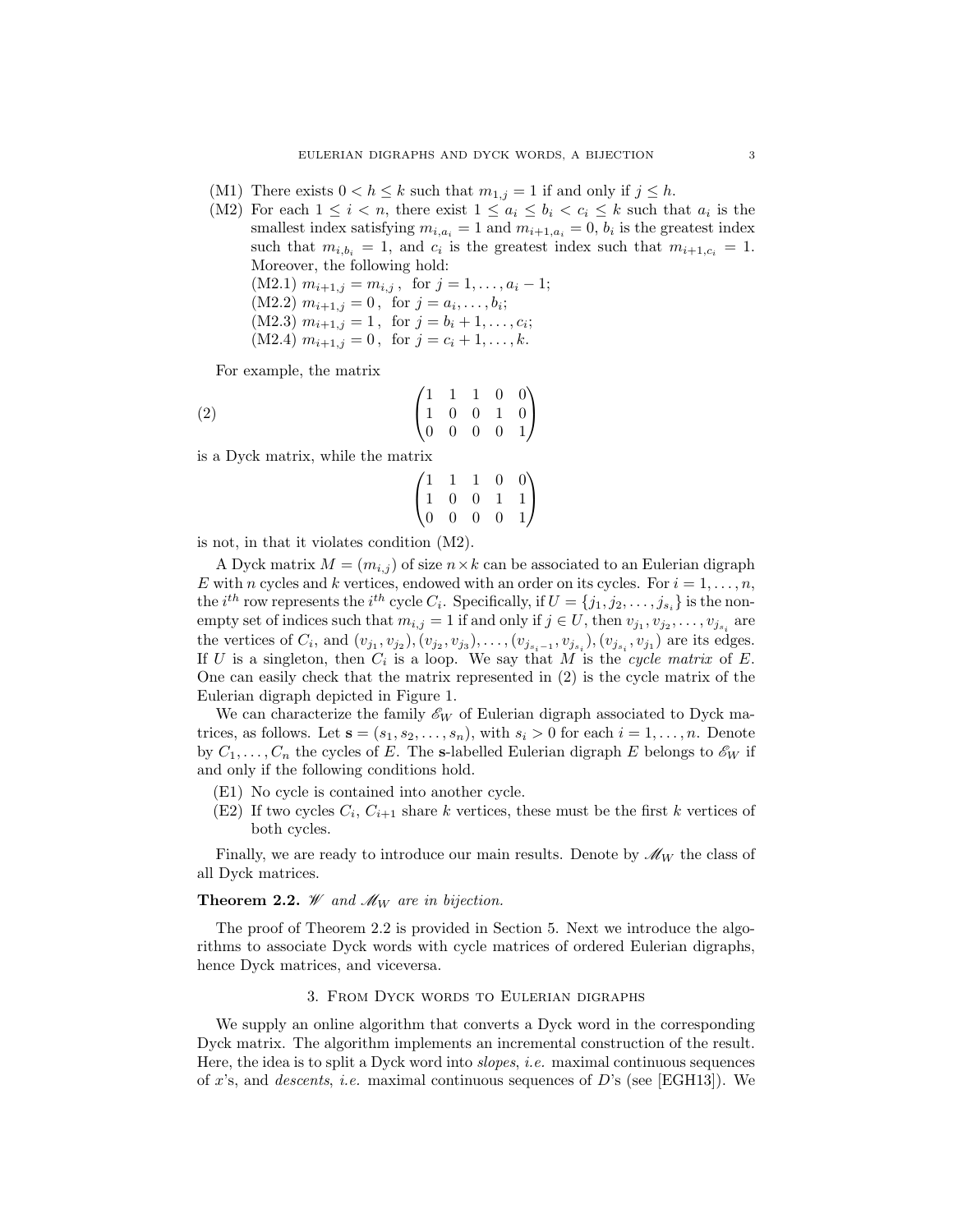(M1) There exists $0 < h \leq k$ such that $m_{1,j} = 1$ if and only if $j \leq h$.

(M2) For each $1 \leq i < n$, there exist $1 \leq a_i \leq b_i < c_i \leq k$ such that $a_i$ is the smallest index satisfying $m_{i,a_i} = 1$ and $m_{i+1,a_i} = 0$, $b_i$ is the greatest index such that $m_{i,b_i} = 1$, and $c_i$ is the greatest index such that $m_{i+1,c_i} = 1$. Moreover, the following hold:

(M2.1) $m_{i+1,j} = m_{i,j}$, for $j = 1, \ldots, a_i - 1$;
(M2.2) $m_{i+1,j} = 0$, for $j = a_i, \ldots, b_i$;
(M2.3) $m_{i+1,j} = 1$, for $j = b_i + 1, \ldots, c_i$;
(M2.4) $m_{i+1,j} = 0$, for $j = c_i + 1, \ldots, k$.

For example, the matrix

$$\begin{pmatrix} 1 & 1 & 1 & 0 & 0 \\ 1 & 0 & 0 & 1 & 0 \\ 0 & 0 & 0 & 0 & 1 \end{pmatrix} \tag{2}$$

is a Dyck matrix, while the matrix

$$\begin{pmatrix} 1 & 1 & 1 & 0 & 0 \\ 1 & 0 & 0 & 1 & 1 \\ 0 & 0 & 0 & 0 & 1 \end{pmatrix}$$

is not, in that it violates condition (M2).

A Dyck matrix $M = (m_{i,j})$ of size $n \times k$ can be associated to an Eulerian digraph $E$ with $n$ cycles and $k$ vertices, endowed with an order on its cycles. For $i = 1, \ldots, n$, the $i^{th}$ row represents the $i^{th}$ cycle $C_i$. Specifically, if $U = \{j_1, j_2, \ldots, j_{s_i}\}$ is the non-empty set of indices such that $m_{i,j} = 1$ if and only if $j \in U$, then $v_{j_1}, v_{j_2}, \ldots, v_{j_{s_i}}$ are the vertices of $C_i$, and $(v_{j_1}, v_{j_2}), (v_{j_2}, v_{j_3}), \ldots, (v_{j_{s_i - 1}}, v_{j_{s_i}}), (v_{j_{s_i}}, v_{j_1})$ are its edges. If $U$ is a singleton, then $C_i$ is a loop. We say that $M$ is the *cycle matrix* of $E$. One can easily check that the matrix represented in (2) is the cycle matrix of the Eulerian digraph depicted in Figure 1.

We can characterize the family $\mathscr{E}_W$ of Eulerian digraph associated to Dyck matrices, as follows. Let $\mathbf{s} = (s_1, s_2, \ldots, s_n)$, with $s_i > 0$ for each $i = 1, \ldots, n$. Denote by $C_1, \ldots, C_n$ the cycles of $E$. The $\mathbf{s}$-labelled Eulerian digraph $E$ belongs to $\mathscr{E}_W$ if and only if the following conditions hold.

(E1) No cycle is contained into another cycle.

(E2) If two cycles $C_i$, $C_{i+1}$ share $k$ vertices, these must be the first $k$ vertices of both cycles.

Finally, we are ready to introduce our main results. Denote by $\mathscr{M}_W$ the class of all Dyck matrices.

**Theorem 2.2.** *$\mathscr{W}$ and $\mathscr{M}_W$ are in bijection.*

The proof of Theorem 2.2 is provided in Section 5. Next we introduce the algorithms to associate Dyck words with cycle matrices of ordered Eulerian digraphs, hence Dyck matrices, and viceversa.

## 3. From Dyck words to Eulerian digraphs

We supply an online algorithm that converts a Dyck word in the corresponding Dyck matrix. The algorithm implements an incremental construction of the result. Here, the idea is to split a Dyck word into *slopes*, *i.e.* maximal continuous sequences of $x$'s, and *descents*, *i.e.* maximal continuous sequences of $D$'s (see [EGH13]). We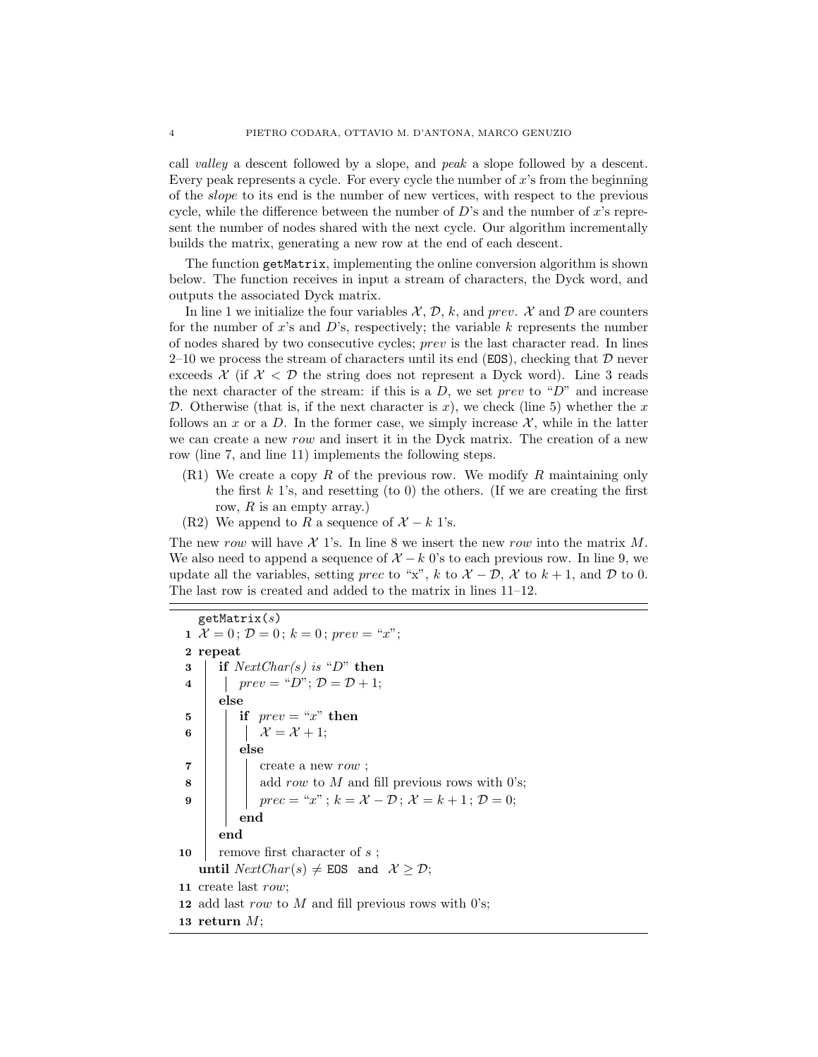call *valley* a descent followed by a slope, and *peak* a slope followed by a descent. Every peak represents a cycle. For every cycle the number of $x$'s from the beginning of the *slope* to its end is the number of new vertices, with respect to the previous cycle, while the difference between the number of $D$'s and the number of $x$'s represent the number of nodes shared with the next cycle. Our algorithm incrementally builds the matrix, generating a new row at the end of each descent.

The function `getMatrix`, implementing the online conversion algorithm is shown below. The function receives in input a stream of characters, the Dyck word, and outputs the associated Dyck matrix.

In line 1 we initialize the four variables $\mathcal{X}$, $\mathcal{D}$, $k$, and *prev*. $\mathcal{X}$ and $\mathcal{D}$ are counters for the number of $x$'s and $D$'s, respectively; the variable $k$ represents the number of nodes shared by two consecutive cycles; *prev* is the last character read. In lines 2–10 we process the stream of characters until its end (`EOS`), checking that $\mathcal{D}$ never exceeds $\mathcal{X}$ (if $\mathcal{X} < \mathcal{D}$ the string does not represent a Dyck word). Line 3 reads the next character of the stream: if this is a $D$, we set *prev* to "$D$" and increase $\mathcal{D}$. Otherwise (that is, if the next character is $x$), we check (line 5) whether the $x$ follows an $x$ or a $D$. In the former case, we simply increase $\mathcal{X}$, while in the latter we can create a new *row* and insert it in the Dyck matrix. The creation of a new row (line 7, and line 11) implements the following steps.

- (R1) We create a copy $R$ of the previous row. We modify $R$ maintaining only the first $k$ 1's, and resetting (to 0) the others. (If we are creating the first row, $R$ is an empty array.)
- (R2) We append to $R$ a sequence of $\mathcal{X} - k$ 1's.

The new *row* will have $\mathcal{X}$ 1's. In line 8 we insert the new *row* into the matrix $M$. We also need to append a sequence of $\mathcal{X} - k$ 0's to each previous row. In line 9, we update all the variables, setting *prec* to "x", $k$ to $\mathcal{X} - \mathcal{D}$, $\mathcal{X}$ to $k + 1$, and $\mathcal{D}$ to 0. The last row is created and added to the matrix in lines 11–12.

```
   getMatrix(s)
 1 X = 0 ; D = 0 ; k = 0 ; prev = "x";
 2 repeat
 3     if NextChar(s) is "D" then
 4         prev = "D"; D = D + 1;
       else
 5         if prev = "x" then
 6             X = X + 1;
           else
 7             create a new row ;
 8             add row to M and fill previous rows with 0's;
 9             prec = "x" ; k = X − D ; X = k + 1 ; D = 0;
           end
       end
10     remove first character of s ;
   until NextChar(s) ≠ EOS and X ≥ D;
11 create last row;
12 add last row to M and fill previous rows with 0's;
13 return M;
```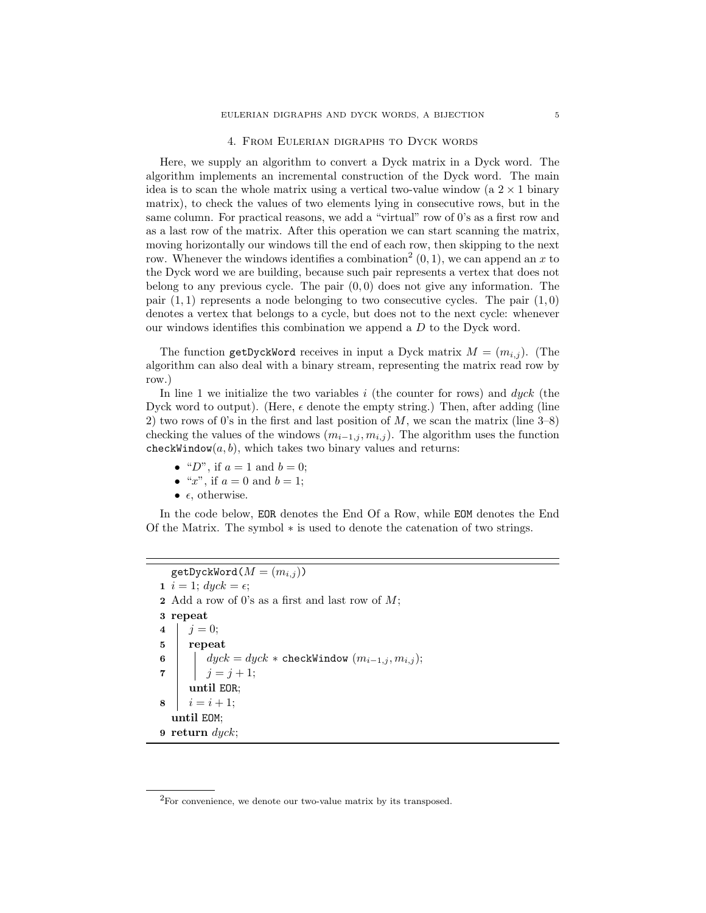## 4. From Eulerian digraphs to Dyck words

Here, we supply an algorithm to convert a Dyck matrix in a Dyck word. The algorithm implements an incremental construction of the Dyck word. The main idea is to scan the whole matrix using a vertical two-value window (a $2 \times 1$ binary matrix), to check the values of two elements lying in consecutive rows, but in the same column. For practical reasons, we add a "virtual" row of 0's as a first row and as a last row of the matrix. After this operation we can start scanning the matrix, moving horizontally our windows till the end of each row, then skipping to the next row. Whenever the windows identifies a combination[2] $(0, 1)$, we can append an $x$ to the Dyck word we are building, because such pair represents a vertex that does not belong to any previous cycle. The pair $(0, 0)$ does not give any information. The pair $(1, 1)$ represents a node belonging to two consecutive cycles. The pair $(1, 0)$ denotes a vertex that belongs to a cycle, but does not to the next cycle: whenever our windows identifies this combination we append a $D$ to the Dyck word.

The function `getDyckWord` receives in input a Dyck matrix $M = (m_{i,j})$. (The algorithm can also deal with a binary stream, representing the matrix read row by row.)

In line 1 we initialize the two variables $i$ (the counter for rows) and $dyck$ (the Dyck word to output). (Here, $\epsilon$ denote the empty string.) Then, after adding (line 2) two rows of 0's in the first and last position of $M$, we scan the matrix (line 3–8) checking the values of the windows $(m_{i-1,j}, m_{i,j})$. The algorithm uses the function `checkWindow`$(a, b)$, which takes two binary values and returns:

- "$D$", if $a = 1$ and $b = 0$;
- "$x$", if $a = 0$ and $b = 1$;
- $\epsilon$, otherwise.

In the code below, `EOR` denotes the End Of a Row, while `EOM` denotes the End Of the Matrix. The symbol $*$ is used to denote the catenation of two strings.

```
   getDyckWord(M = (m_{i,j}))
1  i = 1; dyck = ε;
2  Add a row of 0's as a first and last row of M;
3  repeat
4  |   j = 0;
5  |   repeat
6  |   |   dyck = dyck * checkWindow (m_{i-1,j}, m_{i,j});
7  |   |   j = j + 1;
   |   until EOR;
8  |   i = i + 1;
   until EOM;
9  return dyck;
```

[2] For convenience, we denote our two-value matrix by its transposed.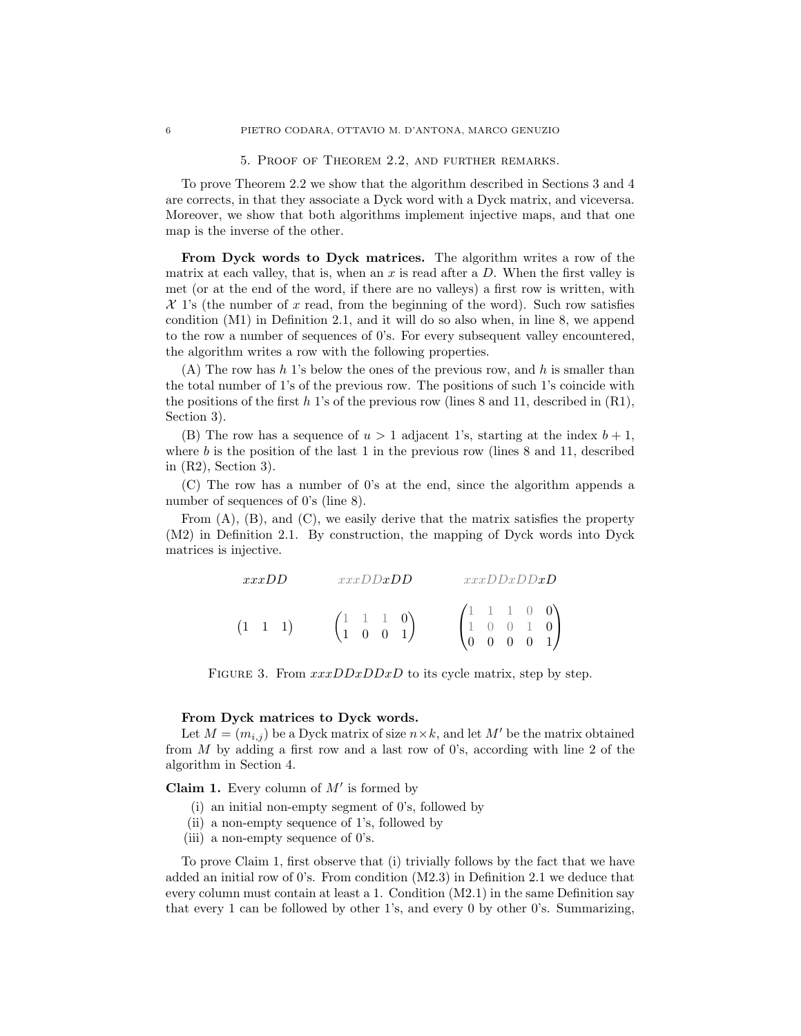## 5. Proof of Theorem 2.2, and further remarks.

To prove Theorem 2.2 we show that the algorithm described in Sections 3 and 4 are corrects, in that they associate a Dyck word with a Dyck matrix, and viceversa. Moreover, we show that both algorithms implement injective maps, and that one map is the inverse of the other.

**From Dyck words to Dyck matrices.** The algorithm writes a row of the matrix at each valley, that is, when an $x$ is read after a $D$. When the first valley is met (or at the end of the word, if there are no valleys) a first row is written, with $\mathcal{X}$ 1's (the number of $x$ read, from the beginning of the word). Such row satisfies condition (M1) in Definition 2.1, and it will do so also when, in line 8, we append to the row a number of sequences of 0's. For every subsequent valley encountered, the algorithm writes a row with the following properties.

(A) The row has $h$ 1's below the ones of the previous row, and $h$ is smaller than the total number of 1's of the previous row. The positions of such 1's coincide with the positions of the first $h$ 1's of the previous row (lines 8 and 11, described in (R1), Section 3).

(B) The row has a sequence of $u > 1$ adjacent 1's, starting at the index $b+1$, where $b$ is the position of the last 1 in the previous row (lines 8 and 11, described in (R2), Section 3).

(C) The row has a number of 0's at the end, since the algorithm appends a number of sequences of 0's (line 8).

From (A), (B), and (C), we easily derive that the matrix satisfies the property (M2) in Definition 2.1. By construction, the mapping of Dyck words into Dyck matrices is injective.

$$xxxDD \qquad\qquad xxxDD\boldsymbol{xDD} \qquad\qquad xxxDDxDD\boldsymbol{xD}$$

$$\begin{pmatrix}1 & 1 & 1\end{pmatrix} \qquad \begin{pmatrix}1 & 1 & 1 & 0\\ 1 & 0 & 0 & 1\end{pmatrix} \qquad \begin{pmatrix}1 & 1 & 1 & 0 & 0\\ 1 & 0 & 0 & 1 & 0\\ 0 & 0 & 0 & 0 & 1\end{pmatrix}$$

Figure 3. From $xxxDDxDDxD$ to its cycle matrix, step by step.

**From Dyck matrices to Dyck words.**
Let $M = (m_{i,j})$ be a Dyck matrix of size $n \times k$, and let $M'$ be the matrix obtained from $M$ by adding a first row and a last row of 0's, according with line 2 of the algorithm in Section 4.

**Claim 1.** Every column of $M'$ is formed by

(i) an initial non-empty segment of 0's, followed by
(ii) a non-empty sequence of 1's, followed by
(iii) a non-empty sequence of 0's.

To prove Claim 1, first observe that (i) trivially follows by the fact that we have added an initial row of 0's. From condition (M2.3) in Definition 2.1 we deduce that every column must contain at least a 1. Condition (M2.1) in the same Definition say that every 1 can be followed by other 1's, and every 0 by other 0's. Summarizing,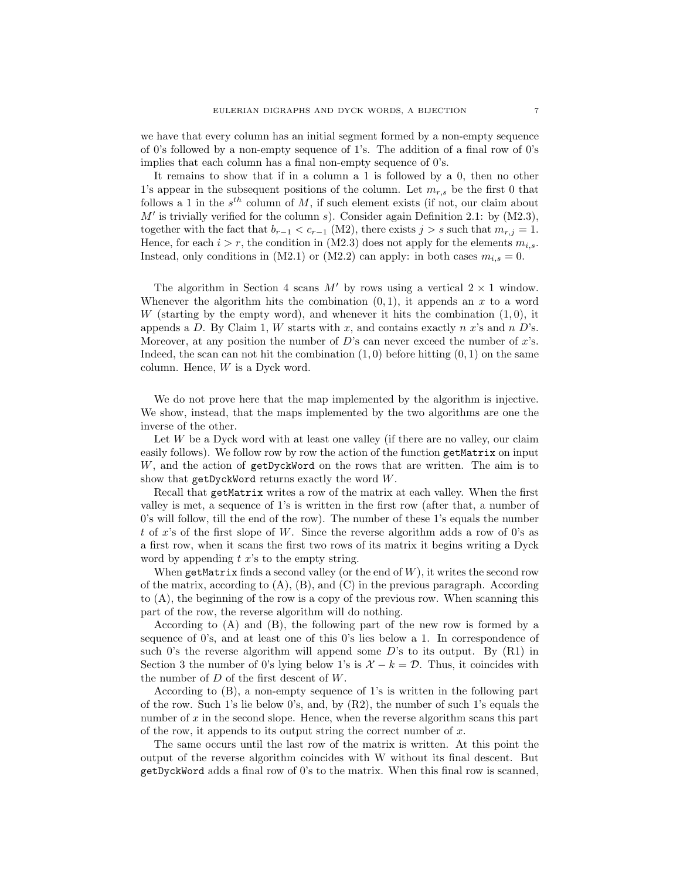we have that every column has an initial segment formed by a non-empty sequence of 0's followed by a non-empty sequence of 1's. The addition of a final row of 0's implies that each column has a final non-empty sequence of 0's.

It remains to show that if in a column a 1 is followed by a 0, then no other 1's appear in the subsequent positions of the column. Let $m_{r,s}$ be the first 0 that follows a 1 in the $s^{th}$ column of $M$, if such element exists (if not, our claim about $M'$ is trivially verified for the column $s$). Consider again Definition 2.1: by (M2.3), together with the fact that $b_{r-1} < c_{r-1}$ (M2), there exists $j > s$ such that $m_{r,j} = 1$. Hence, for each $i > r$, the condition in (M2.3) does not apply for the elements $m_{i,s}$. Instead, only conditions in (M2.1) or (M2.2) can apply: in both cases $m_{i,s} = 0$.

The algorithm in Section 4 scans $M'$ by rows using a vertical $2 \times 1$ window. Whenever the algorithm hits the combination $(0, 1)$, it appends an $x$ to a word $W$ (starting by the empty word), and whenever it hits the combination $(1, 0)$, it appends a $D$. By Claim 1, $W$ starts with $x$, and contains exactly $n$ $x$'s and $n$ $D$'s. Moreover, at any position the number of $D$'s can never exceed the number of $x$'s. Indeed, the scan can not hit the combination $(1, 0)$ before hitting $(0, 1)$ on the same column. Hence, $W$ is a Dyck word.

We do not prove here that the map implemented by the algorithm is injective. We show, instead, that the maps implemented by the two algorithms are one the inverse of the other.

Let $W$ be a Dyck word with at least one valley (if there are no valley, our claim easily follows). We follow row by row the action of the function `getMatrix` on input $W$, and the action of `getDyckWord` on the rows that are written. The aim is to show that `getDyckWord` returns exactly the word $W$.

Recall that `getMatrix` writes a row of the matrix at each valley. When the first valley is met, a sequence of 1's is written in the first row (after that, a number of 0's will follow, till the end of the row). The number of these 1's equals the number $t$ of $x$'s of the first slope of $W$. Since the reverse algorithm adds a row of 0's as a first row, when it scans the first two rows of its matrix it begins writing a Dyck word by appending $t$ $x$'s to the empty string.

When `getMatrix` finds a second valley (or the end of $W$), it writes the second row of the matrix, according to (A), (B), and (C) in the previous paragraph. According to (A), the beginning of the row is a copy of the previous row. When scanning this part of the row, the reverse algorithm will do nothing.

According to (A) and (B), the following part of the new row is formed by a sequence of 0's, and at least one of this 0's lies below a 1. In correspondence of such 0's the reverse algorithm will append some $D$'s to its output. By (R1) in Section 3 the number of 0's lying below 1's is $\mathcal{X} - k = \mathcal{D}$. Thus, it coincides with the number of $D$ of the first descent of $W$.

According to (B), a non-empty sequence of 1's is written in the following part of the row. Such 1's lie below 0's, and, by (R2), the number of such 1's equals the number of $x$ in the second slope. Hence, when the reverse algorithm scans this part of the row, it appends to its output string the correct number of $x$.

The same occurs until the last row of the matrix is written. At this point the output of the reverse algorithm coincides with W without its final descent. But `getDyckWord` adds a final row of 0's to the matrix. When this final row is scanned,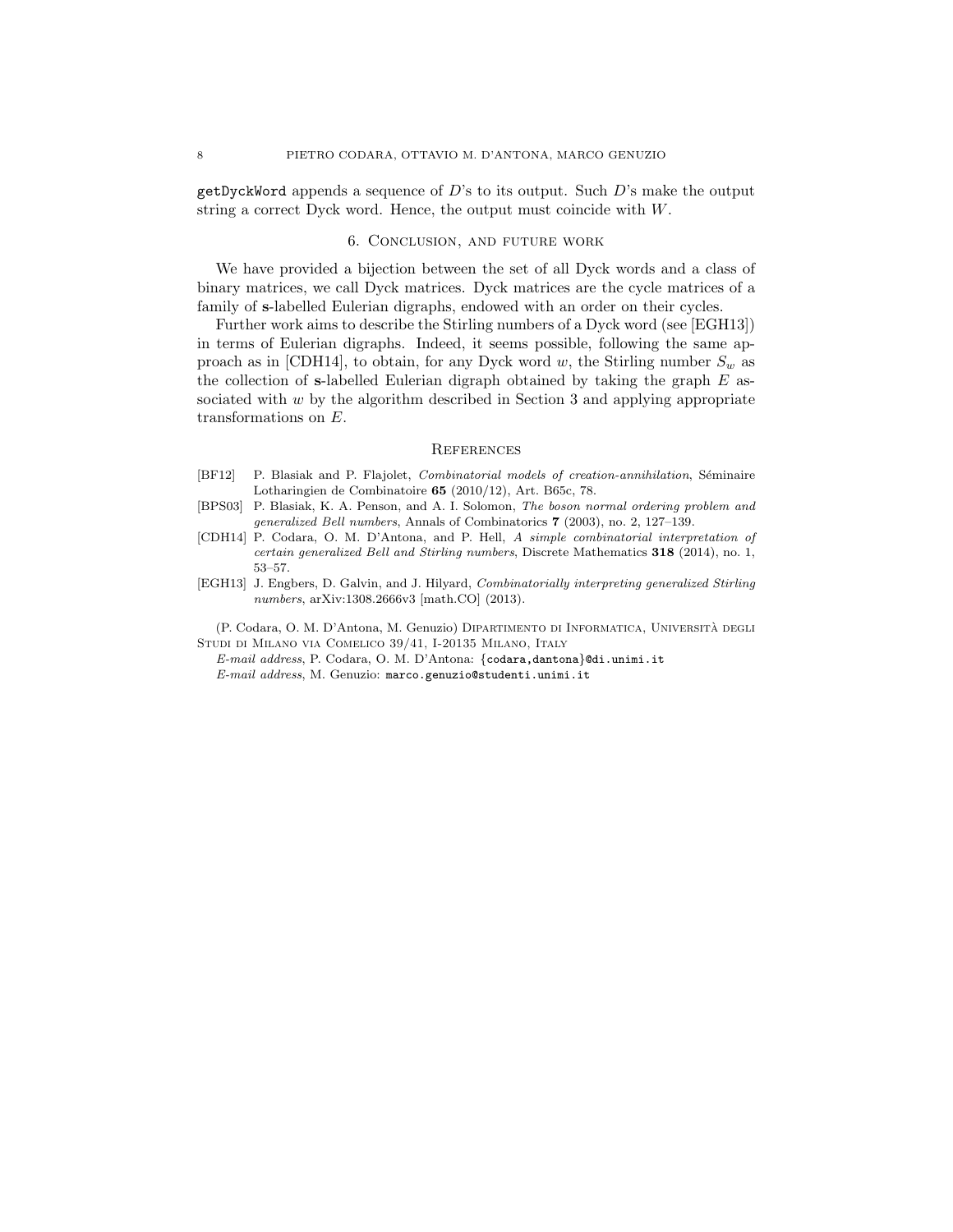`getDyckWord` appends a sequence of $D$'s to its output. Such $D$'s make the output string a correct Dyck word. Hence, the output must coincide with $W$.

## 6. Conclusion, and future work

We have provided a bijection between the set of all Dyck words and a class of binary matrices, we call Dyck matrices. Dyck matrices are the cycle matrices of a family of $\mathbf{s}$-labelled Eulerian digraphs, endowed with an order on their cycles.

Further work aims to describe the Stirling numbers of a Dyck word (see [EGH13]) in terms of Eulerian digraphs. Indeed, it seems possible, following the same approach as in [CDH14], to obtain, for any Dyck word $w$, the Stirling number $S_w$ as the collection of $\mathbf{s}$-labelled Eulerian digraph obtained by taking the graph $E$ associated with $w$ by the algorithm described in Section 3 and applying appropriate transformations on $E$.

## References

- [BF12] P. Blasiak and P. Flajolet, *Combinatorial models of creation-annihilation*, Séminaire Lotharingien de Combinatoire **65** (2010/12), Art. B65c, 78.
- [BPS03] P. Blasiak, K. A. Penson, and A. I. Solomon, *The boson normal ordering problem and generalized Bell numbers*, Annals of Combinatorics **7** (2003), no. 2, 127–139.
- [CDH14] P. Codara, O. M. D'Antona, and P. Hell, *A simple combinatorial interpretation of certain generalized Bell and Stirling numbers*, Discrete Mathematics **318** (2014), no. 1, 53–57.
- [EGH13] J. Engbers, D. Galvin, and J. Hilyard, *Combinatorially interpreting generalized Stirling numbers*, arXiv:1308.2666v3 [math.CO] (2013).

(P. Codara, O. M. D'Antona, M. Genuzio) Dipartimento di Informatica, Università degli Studi di Milano via Comelico 39/41, I-20135 Milano, Italy

*E-mail address*, P. Codara, O. M. D'Antona: `{codara,dantona}@di.unimi.it`

*E-mail address*, M. Genuzio: `marco.genuzio@studenti.unimi.it`